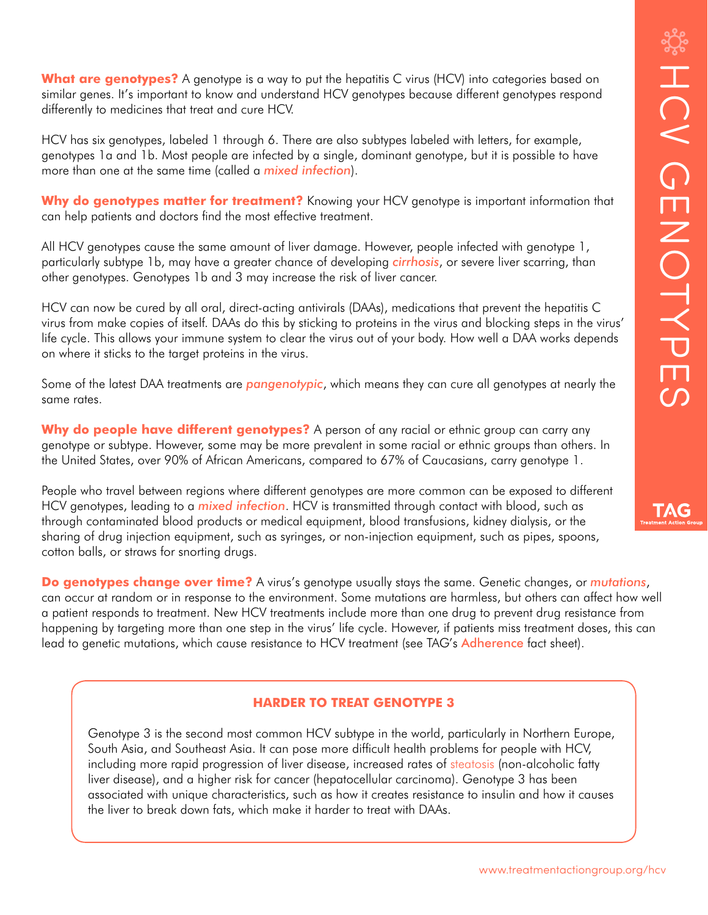# HCV GENOTYPES

**What are genotypes?** A genotype is a way to put the hepatitis C virus (HCV) into categories based on similar genes. It's important to know and understand HCV genotypes because different genotypes respond differently to medicines that treat and cure HCV.

HCV has six genotypes, labeled 1 through 6. There are also subtypes labeled with letters, for example, genotypes 1a and 1b. Most people are infected by a single, dominant genotype, but it is possible to have more than one at the same time (called a *mixed infection*).

**Why do genotypes matter for treatment?** Knowing your HCV genotype is important information that can help patients and doctors find the most effective treatment.

All HCV genotypes cause the same amount of liver damage. However, people infected with genotype 1, particularly subtype 1b, may have a greater chance of developing *cirrhosis*, or severe liver scarring, than other genotypes. Genotypes 1b and 3 may increase the risk of liver cancer.

HCV can now be cured by all oral, direct-acting antivirals (DAAs), medications that prevent the hepatitis C virus from make copies of itself. DAAs do this by sticking to proteins in the virus and blocking steps in the virus' life cycle. This allows your immune system to clear the virus out of your body. How well a DAA works depends on where it sticks to the target proteins in the virus.

Some of the latest DAA treatments are *pangenotypic*, which means they can cure all genotypes at nearly the same rates.

**Why do people have different genotypes?** A person of any racial or ethnic group can carry any genotype or subtype. However, some may be more prevalent in some racial or ethnic groups than others. In the United States, over 90% of African Americans, compared to 67% of Caucasians, carry genotype 1.

People who travel between regions where different genotypes are more common can be exposed to different HCV genotypes, leading to a *mixed infection*. HCV is transmitted through contact with blood, such as through contaminated blood products or medical equipment, blood transfusions, kidney dialysis, or the sharing of drug injection equipment, such as syringes, or non-injection equipment, such as pipes, spoons, cotton balls, or straws for snorting drugs.

**Do genotypes change over time?** A virus's genotype usually stays the same. Genetic changes, or *mutations*, can occur at random or in response to the environment. Some mutations are harmless, but others can affect how well a patient responds to treatment. New HCV treatments include more than one drug to prevent drug resistance from happening by targeting more than one step in the virus' life cycle. However, if patients miss treatment doses, this can lead to genetic mutations, which cause resistance to HCV treatment (see TAG's Adherence fact sheet).

## HARDER TO TREAT GENOTYPE 3

Genotype 3 is the second most common HCV subtype in the world, particularly in Northern Europe, South Asia, and Southeast Asia. It can pose more difficult health problems for people with HCV, including more rapid progression of liver disease, increased rates of steatosis (non-alcoholic fatty liver disease), and a higher risk for cancer (hepatocellular carcinoma). Genotype 3 has been associated with unique characteristics, such as how it creates resistance to insulin and how it causes the liver to break down fats, which make it harder to treat with DAAs.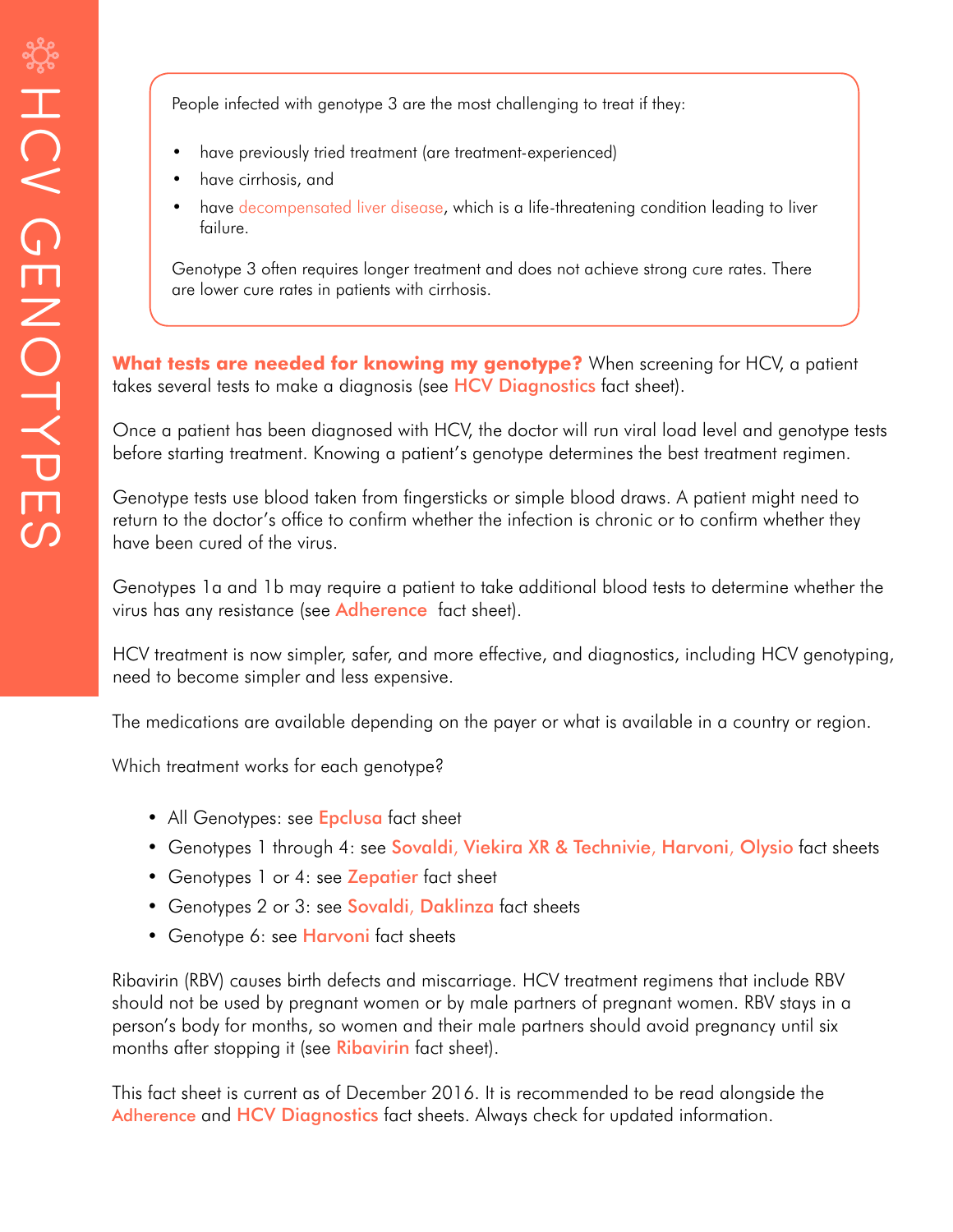People infected with genotype 3 are the most challenging to treat if they:

- have previously tried treatment (are treatment-experienced)
- have cirrhosis, and
- have decompensated liver disease, which is a life-threatening condition leading to liver failure.

Genotype 3 often requires longer treatment and does not achieve strong cure rates. There are lower cure rates in patients with cirrhosis.

**What tests are needed for knowing my genotype?** When screening for HCV, a patient takes several tests to make a diagnosis (see HCV Diagnostics fact sheet).

Once a patient has been diagnosed with HCV, the doctor will run viral load level and genotype tests before starting treatment. Knowing a patient's genotype determines the best treatment regimen.

Genotype tests use blood taken from fingersticks or simple blood draws. A patient might need to return to the doctor's office to confirm whether the infection is chronic or to confirm whether they have been cured of the virus.

Genotypes 1a and 1b may require a patient to take additional blood tests to determine whether the virus has any resistance (see Adherence fact sheet).

HCV treatment is now simpler, safer, and more effective, and diagnostics, including HCV genotyping, need to become simpler and less expensive.

The medications are available depending on the payer or what is available in a country or region.

Which treatment works for each genotype?

- All Genotypes: see Epclusa fact sheet
- Genotypes 1 through 4: see Sovaldi, Viekira XR & Technivie, Harvoni, Olysio fact sheets
- Genotypes 1 or 4: see Zepatier fact sheet
- Genotypes 2 or 3: see Sovaldi, Daklinza fact sheets
- Genotype 6: see Harvoni fact sheets

Ribavirin (RBV) causes birth defects and miscarriage. HCV treatment regimens that include RBV should not be used by pregnant women or by male partners of pregnant women. RBV stays in a person's body for months, so women and their male partners should avoid pregnancy until six months after stopping it (see Ribavirin fact sheet).

This fact sheet is current as of December 2016. It is recommended to be read alongside the Adherence and HCV Diagnostics fact sheets. Always check for updated information.